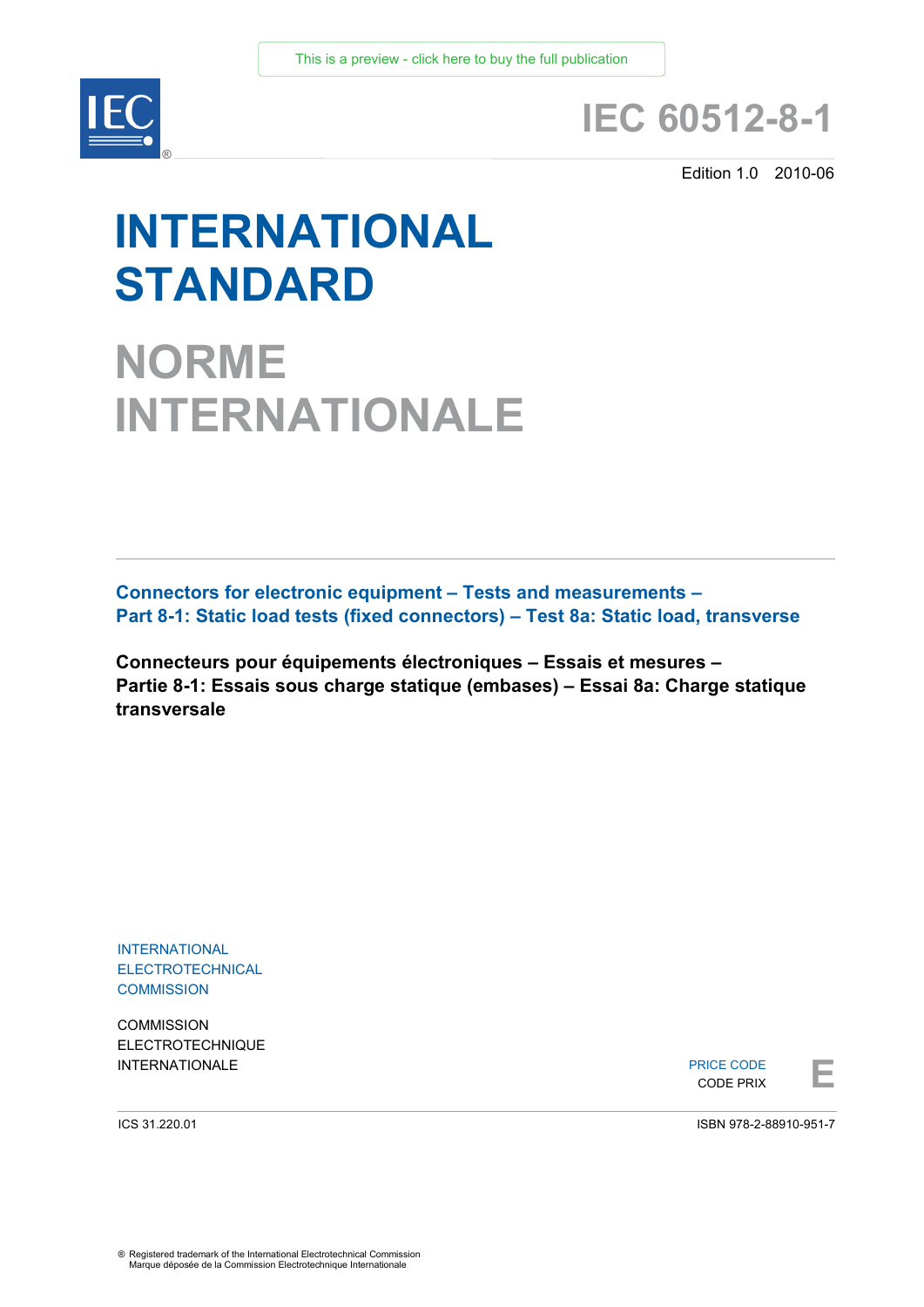This is a preview - click here to buy the full publication

# IEC 60512-8-1

Edition 1.0 2010-06

# INTERNATIONAL STANDARD

# NORME INTERNATIONALE

**Connectors for electronic equipment – Tests and measurements –**
**Part 8-1: Static load tests (fixed connectors) – Test 8a: Static load, transverse**

**Connecteurs pour équipements électroniques – Essais et mesures –**
**Partie 8-1: Essais sous charge statique (embases) – Essai 8a: Charge statique transversale**

INTERNATIONAL
ELECTROTECHNICAL
COMMISSION

COMMISSION
ELECTROTECHNIQUE
INTERNATIONALE

PRICE CODE
CODE PRIX **E**

ICS 31.220.01

ISBN 978-2-88910-951-7

® Registered trademark of the International Electrotechnical Commission
Marque déposée de la Commission Electrotechnique Internationale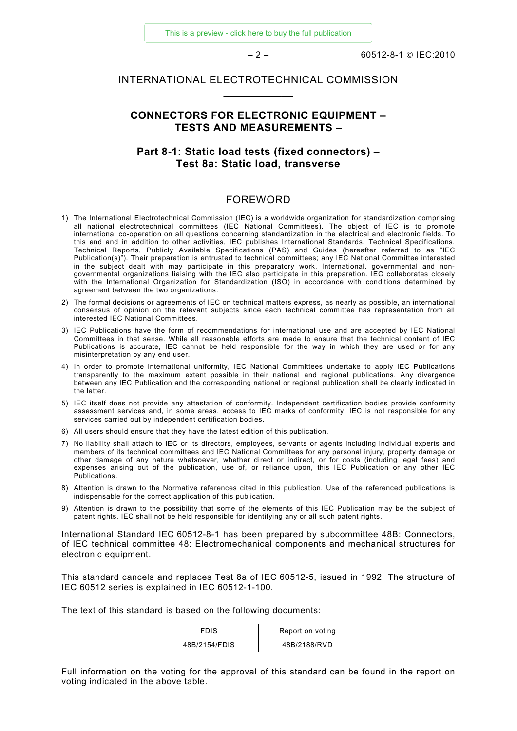# INTERNATIONAL ELECTROTECHNICAL COMMISSION

## CONNECTORS FOR ELECTRONIC EQUIPMENT – TESTS AND MEASUREMENTS –

## Part 8-1: Static load tests (fixed connectors) – Test 8a: Static load, transverse

## FOREWORD

1) The International Electrotechnical Commission (IEC) is a worldwide organization for standardization comprising all national electrotechnical committees (IEC National Committees). The object of IEC is to promote international co-operation on all questions concerning standardization in the electrical and electronic fields. To this end and in addition to other activities, IEC publishes International Standards, Technical Specifications, Technical Reports, Publicly Available Specifications (PAS) and Guides (hereafter referred to as "IEC Publication(s)"). Their preparation is entrusted to technical committees; any IEC National Committee interested in the subject dealt with may participate in this preparatory work. International, governmental and non-governmental organizations liaising with the IEC also participate in this preparation. IEC collaborates closely with the International Organization for Standardization (ISO) in accordance with conditions determined by agreement between the two organizations.
2) The formal decisions or agreements of IEC on technical matters express, as nearly as possible, an international consensus of opinion on the relevant subjects since each technical committee has representation from all interested IEC National Committees.
3) IEC Publications have the form of recommendations for international use and are accepted by IEC National Committees in that sense. While all reasonable efforts are made to ensure that the technical content of IEC Publications is accurate, IEC cannot be held responsible for the way in which they are used or for any misinterpretation by any end user.
4) In order to promote international uniformity, IEC National Committees undertake to apply IEC Publications transparently to the maximum extent possible in their national and regional publications. Any divergence between any IEC Publication and the corresponding national or regional publication shall be clearly indicated in the latter.
5) IEC itself does not provide any attestation of conformity. Independent certification bodies provide conformity assessment services and, in some areas, access to IEC marks of conformity. IEC is not responsible for any services carried out by independent certification bodies.
6) All users should ensure that they have the latest edition of this publication.
7) No liability shall attach to IEC or its directors, employees, servants or agents including individual experts and members of its technical committees and IEC National Committees for any personal injury, property damage or other damage of any nature whatsoever, whether direct or indirect, or for costs (including legal fees) and expenses arising out of the publication, use of, or reliance upon, this IEC Publication or any other IEC Publications.
8) Attention is drawn to the Normative references cited in this publication. Use of the referenced publications is indispensable for the correct application of this publication.
9) Attention is drawn to the possibility that some of the elements of this IEC Publication may be the subject of patent rights. IEC shall not be held responsible for identifying any or all such patent rights.

International Standard IEC 60512-8-1 has been prepared by subcommittee 48B: Connectors, of IEC technical committee 48: Electromechanical components and mechanical structures for electronic equipment.

This standard cancels and replaces Test 8a of IEC 60512-5, issued in 1992. The structure of IEC 60512 series is explained in IEC 60512-1-100.

The text of this standard is based on the following documents:

| FDIS | Report on voting |
|---|---|
| 48B/2154/FDIS | 48B/2188/RVD |

Full information on the voting for the approval of this standard can be found in the report on voting indicated in the above table.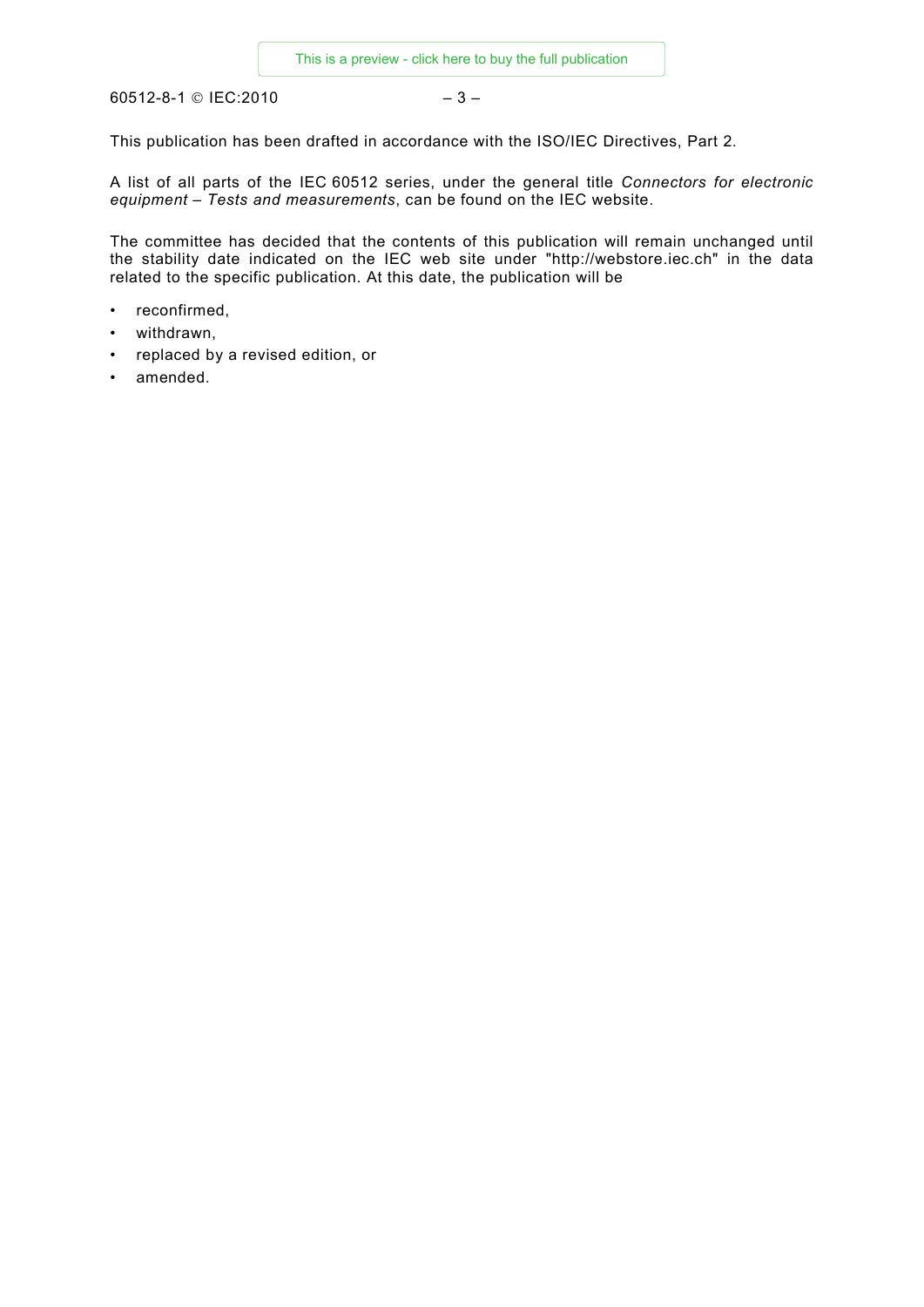This publication has been drafted in accordance with the ISO/IEC Directives, Part 2.

A list of all parts of the IEC 60512 series, under the general title *Connectors for electronic equipment – Tests and measurements*, can be found on the IEC website.

The committee has decided that the contents of this publication will remain unchanged until the stability date indicated on the IEC web site under "http://webstore.iec.ch" in the data related to the specific publication. At this date, the publication will be

- reconfirmed,
- withdrawn,
- replaced by a revised edition, or
- amended.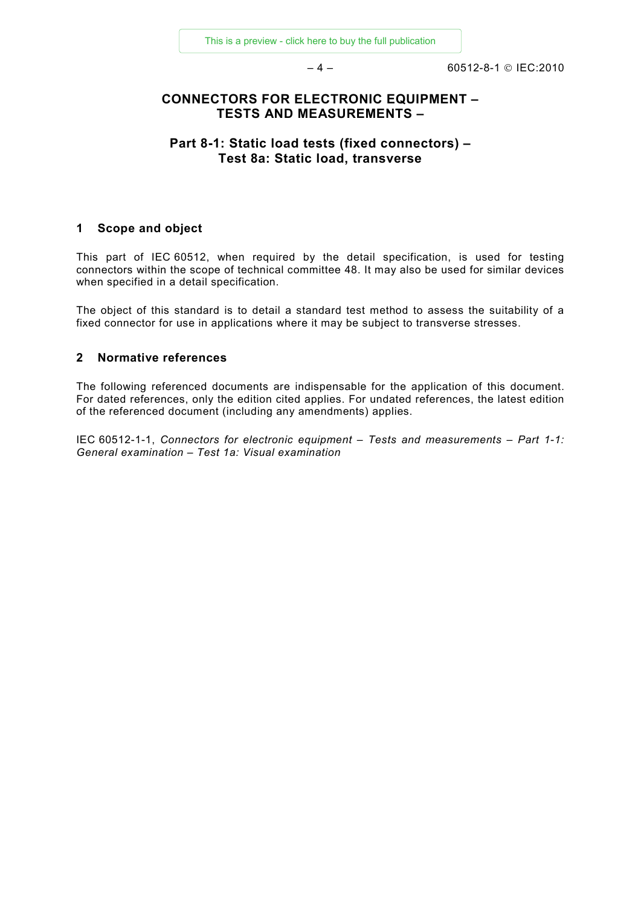# CONNECTORS FOR ELECTRONIC EQUIPMENT – TESTS AND MEASUREMENTS –

## Part 8-1: Static load tests (fixed connectors) – Test 8a: Static load, transverse

## 1 Scope and object

This part of IEC 60512, when required by the detail specification, is used for testing connectors within the scope of technical committee 48. It may also be used for similar devices when specified in a detail specification.

The object of this standard is to detail a standard test method to assess the suitability of a fixed connector for use in applications where it may be subject to transverse stresses.

## 2 Normative references

The following referenced documents are indispensable for the application of this document. For dated references, only the edition cited applies. For undated references, the latest edition of the referenced document (including any amendments) applies.

IEC 60512-1-1, *Connectors for electronic equipment – Tests and measurements – Part 1-1: General examination – Test 1a: Visual examination*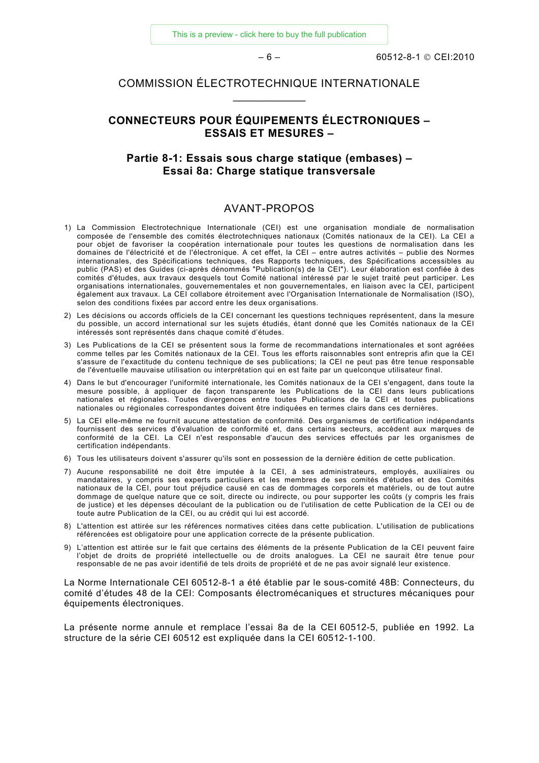COMMISSION ÉLECTROTECHNIQUE INTERNATIONALE

____________

# CONNECTEURS POUR ÉQUIPEMENTS ÉLECTRONIQUES – ESSAIS ET MESURES –

## Partie 8-1: Essais sous charge statique (embases) – Essai 8a: Charge statique transversale

## AVANT-PROPOS

1) La Commission Electrotechnique Internationale (CEI) est une organisation mondiale de normalisation composée de l'ensemble des comités électrotechniques nationaux (Comités nationaux de la CEI). La CEI a pour objet de favoriser la coopération internationale pour toutes les questions de normalisation dans les domaines de l'électricité et de l'électronique. A cet effet, la CEI – entre autres activités – publie des Normes internationales, des Spécifications techniques, des Rapports techniques, des Spécifications accessibles au public (PAS) et des Guides (ci-après dénommés "Publication(s) de la CEI"). Leur élaboration est confiée à des comités d'études, aux travaux desquels tout Comité national intéressé par le sujet traité peut participer. Les organisations internationales, gouvernementales et non gouvernementales, en liaison avec la CEI, participent également aux travaux. La CEI collabore étroitement avec l'Organisation Internationale de Normalisation (ISO), selon des conditions fixées par accord entre les deux organisations.
2) Les décisions ou accords officiels de la CEI concernant les questions techniques représentent, dans la mesure du possible, un accord international sur les sujets étudiés, étant donné que les Comités nationaux de la CEI intéressés sont représentés dans chaque comité d'études.
3) Les Publications de la CEI se présentent sous la forme de recommandations internationales et sont agréées comme telles par les Comités nationaux de la CEI. Tous les efforts raisonnables sont entrepris afin que la CEI s'assure de l'exactitude du contenu technique de ses publications; la CEI ne peut pas être tenue responsable de l'éventuelle mauvaise utilisation ou interprétation qui en est faite par un quelconque utilisateur final.
4) Dans le but d'encourager l'uniformité internationale, les Comités nationaux de la CEI s'engagent, dans toute la mesure possible, à appliquer de façon transparente les Publications de la CEI dans leurs publications nationales et régionales. Toutes divergences entre toutes Publications de la CEI et toutes publications nationales ou régionales correspondantes doivent être indiquées en termes clairs dans ces dernières.
5) La CEI elle-même ne fournit aucune attestation de conformité. Des organismes de certification indépendants fournissent des services d'évaluation de conformité et, dans certains secteurs, accèdent aux marques de conformité de la CEI. La CEI n'est responsable d'aucun des services effectués par les organismes de certification indépendants.
6) Tous les utilisateurs doivent s'assurer qu'ils sont en possession de la dernière édition de cette publication.
7) Aucune responsabilité ne doit être imputée à la CEI, à ses administrateurs, employés, auxiliaires ou mandataires, y compris ses experts particuliers et les membres de ses comités d'études et des Comités nationaux de la CEI, pour tout préjudice causé en cas de dommages corporels et matériels, ou de tout autre dommage de quelque nature que ce soit, directe ou indirecte, ou pour supporter les coûts (y compris les frais de justice) et les dépenses découlant de la publication ou de l'utilisation de cette Publication de la CEI ou de toute autre Publication de la CEI, ou au crédit qui lui est accordé.
8) L'attention est attirée sur les références normatives citées dans cette publication. L'utilisation de publications référencées est obligatoire pour une application correcte de la présente publication.
9) L'attention est attirée sur le fait que certains des éléments de la présente Publication de la CEI peuvent faire l'objet de droits de propriété intellectuelle ou de droits analogues. La CEI ne saurait être tenue pour responsable de ne pas avoir identifié de tels droits de propriété et de ne pas avoir signalé leur existence.

La Norme Internationale CEI 60512-8-1 a été établie par le sous-comité 48B: Connecteurs, du comité d'études 48 de la CEI: Composants électromécaniques et structures mécaniques pour équipements électroniques.

La présente norme annule et remplace l'essai 8a de la CEI 60512-5, publiée en 1992. La structure de la série CEI 60512 est expliquée dans la CEI 60512-1-100.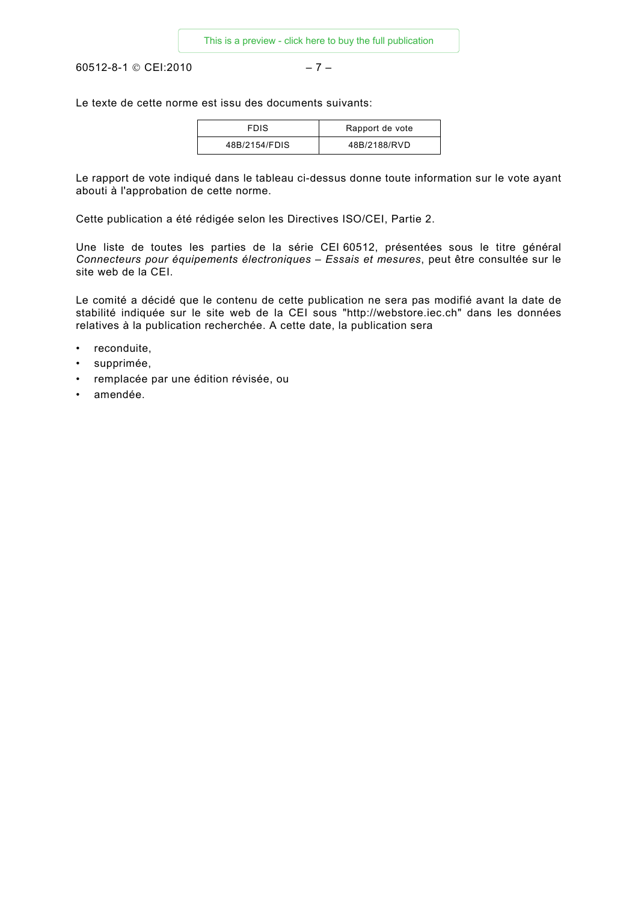Le texte de cette norme est issu des documents suivants:

| FDIS | Rapport de vote |
|---|---|
| 48B/2154/FDIS | 48B/2188/RVD |

Le rapport de vote indiqué dans le tableau ci-dessus donne toute information sur le vote ayant abouti à l'approbation de cette norme.

Cette publication a été rédigée selon les Directives ISO/CEI, Partie 2.

Une liste de toutes les parties de la série CEI 60512, présentées sous le titre général *Connecteurs pour équipements électroniques – Essais et mesures*, peut être consultée sur le site web de la CEI.

Le comité a décidé que le contenu de cette publication ne sera pas modifié avant la date de stabilité indiquée sur le site web de la CEI sous "http://webstore.iec.ch" dans les données relatives à la publication recherchée. A cette date, la publication sera

- reconduite,
- supprimée,
- remplacée par une édition révisée, ou
- amendée.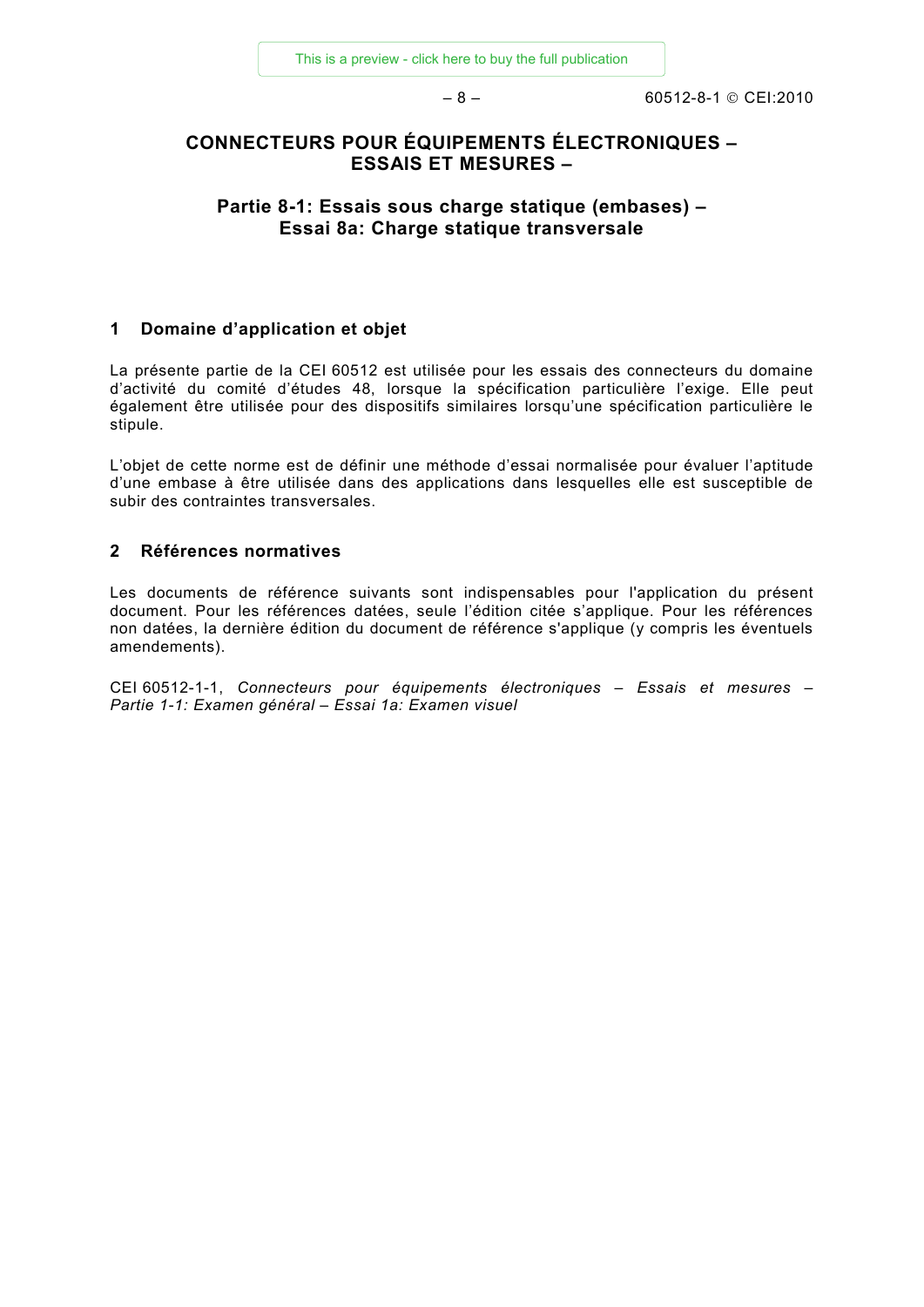# CONNECTEURS POUR ÉQUIPEMENTS ÉLECTRONIQUES – ESSAIS ET MESURES –

## Partie 8-1: Essais sous charge statique (embases) – Essai 8a: Charge statique transversale

## 1 Domaine d'application et objet

La présente partie de la CEI 60512 est utilisée pour les essais des connecteurs du domaine d'activité du comité d'études 48, lorsque la spécification particulière l'exige. Elle peut également être utilisée pour des dispositifs similaires lorsqu'une spécification particulière le stipule.

L'objet de cette norme est de définir une méthode d'essai normalisée pour évaluer l'aptitude d'une embase à être utilisée dans des applications dans lesquelles elle est susceptible de subir des contraintes transversales.

## 2 Références normatives

Les documents de référence suivants sont indispensables pour l'application du présent document. Pour les références datées, seule l'édition citée s'applique. Pour les références non datées, la dernière édition du document de référence s'applique (y compris les éventuels amendements).

CEI 60512-1-1, *Connecteurs pour équipements électroniques – Essais et mesures – Partie 1-1: Examen général – Essai 1a: Examen visuel*